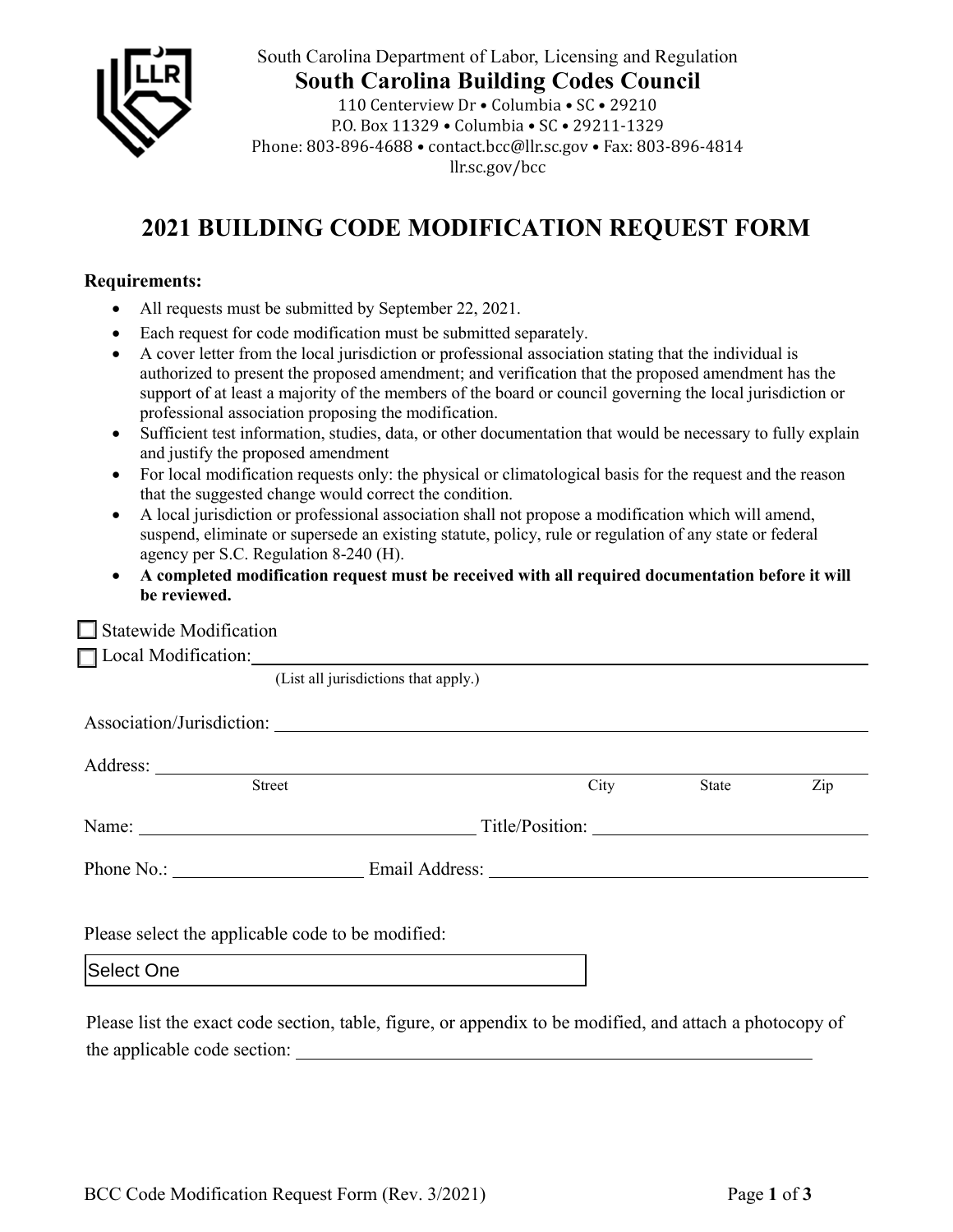South Carolina Department of Labor, Licensing and Regulation

**South Carolina Building Codes Council**

110 Centerview Dr • Columbia • SC • 29210
P.O. Box 11329 • Columbia • SC • 29211-1329
Phone: 803-896-4688 • contact.bcc@llr.sc.gov • Fax: 803-896-4814
llr.sc.gov/bcc

# 2021 BUILDING CODE MODIFICATION REQUEST FORM

**Requirements:**

- All requests must be submitted by September 22, 2021.
- Each request for code modification must be submitted separately.
- A cover letter from the local jurisdiction or professional association stating that the individual is authorized to present the proposed amendment; and verification that the proposed amendment has the support of at least a majority of the members of the board or council governing the local jurisdiction or professional association proposing the modification.
- Sufficient test information, studies, data, or other documentation that would be necessary to fully explain and justify the proposed amendment
- For local modification requests only: the physical or climatological basis for the request and the reason that the suggested change would correct the condition.
- A local jurisdiction or professional association shall not propose a modification which will amend, suspend, eliminate or supersede an existing statute, policy, rule or regulation of any state or federal agency per S.C. Regulation 8-240 (H).
- **A completed modification request must be received with all required documentation before it will be reviewed.**

☐ Statewide Modification

☐ Local Modification: ______________________________
(List all jurisdictions that apply.)

Association/Jurisdiction: ______________________________

Address: ______________________________
Street City State Zip

Name: ____________________ Title/Position: ____________________

Phone No.: ____________________ Email Address: ____________________

Please select the applicable code to be modified:

Select One

Please list the exact code section, table, figure, or appendix to be modified, and attach a photocopy of the applicable code section: ______________________________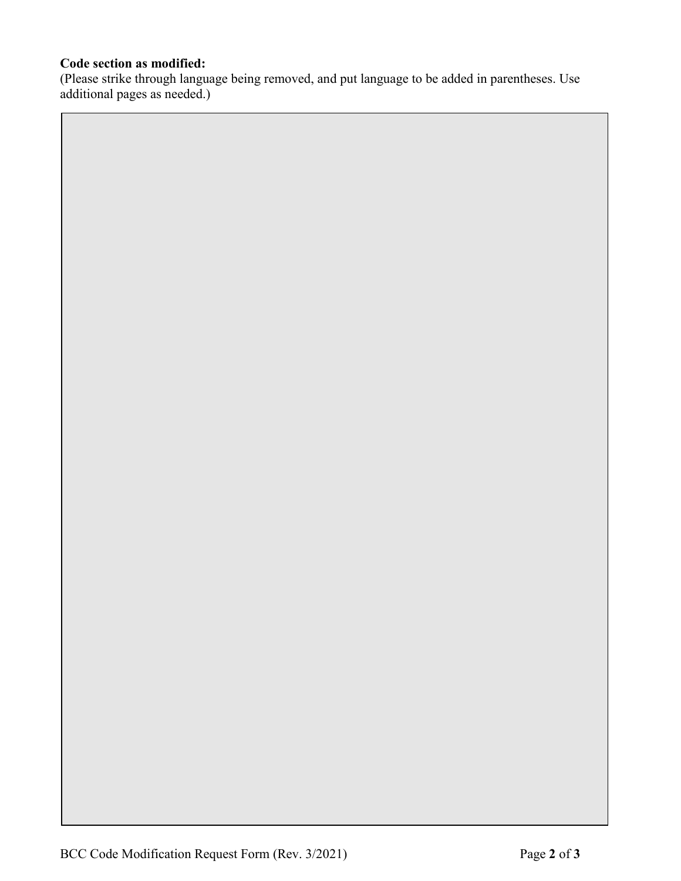**Code section as modified:**

(Please strike through language being removed, and put language to be added in parentheses. Use additional pages as needed.)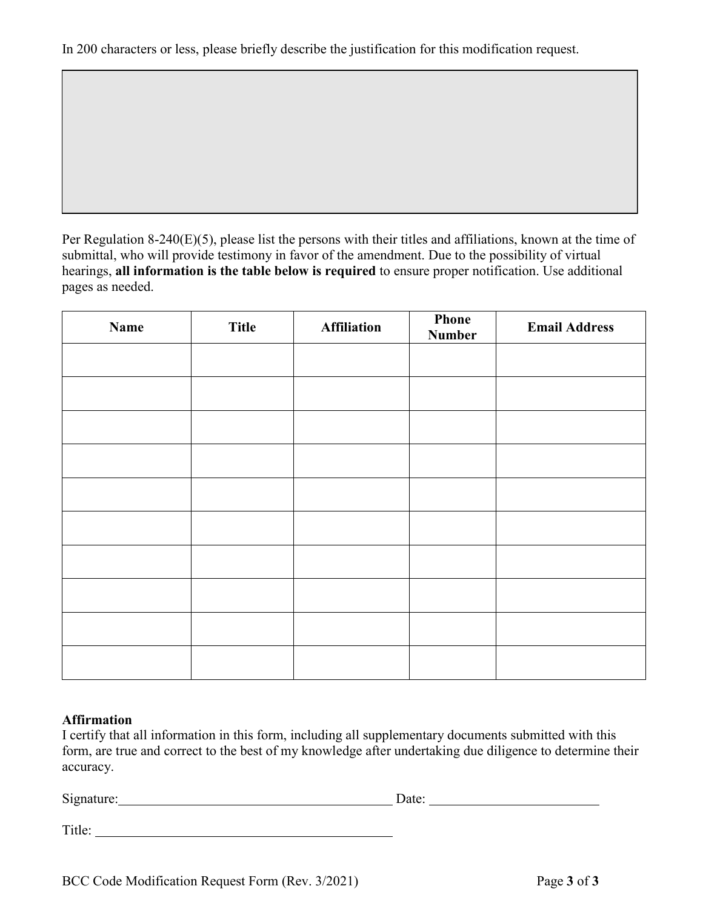In 200 characters or less, please briefly describe the justification for this modification request.

Per Regulation 8-240(E)(5), please list the persons with their titles and affiliations, known at the time of submittal, who will provide testimony in favor of the amendment. Due to the possibility of virtual hearings, **all information is the table below is required** to ensure proper notification. Use additional pages as needed.

| Name | Title | Affiliation | Phone Number | Email Address |
|---|---|---|---|---|
| | | | | |
| | | | | |
| | | | | |
| | | | | |
| | | | | |
| | | | | |
| | | | | |
| | | | | |
| | | | | |
| | | | | |

**Affirmation**

I certify that all information in this form, including all supplementary documents submitted with this form, are true and correct to the best of my knowledge after undertaking due diligence to determine their accuracy.

Signature: ______________________________ Date: ____________________

Title: ______________________________

BCC Code Modification Request Form (Rev. 3/2021)